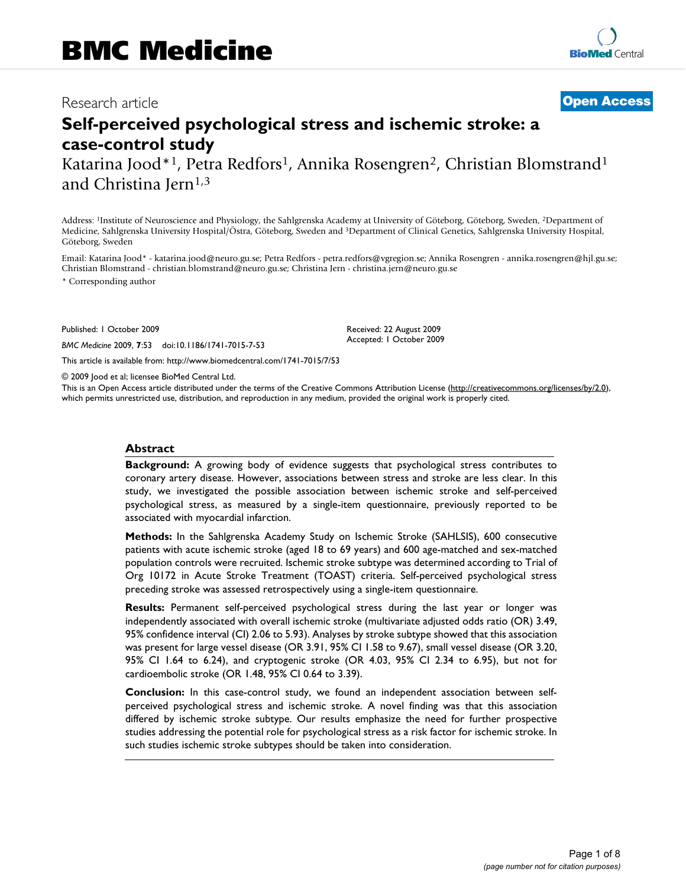BMC Medicine

Research article

**Open Access**

# Self-perceived psychological stress and ischemic stroke: a case-control study

Katarina Jood*[1], Petra Redfors[1], Annika Rosengren[2], Christian Blomstrand[1] and Christina Jern[1,3]

Address: [1]Institute of Neuroscience and Physiology, the Sahlgrenska Academy at University of Göteborg, Göteborg, Sweden, [2]Department of Medicine, Sahlgrenska University Hospital/Östra, Göteborg, Sweden and [3]Department of Clinical Genetics, Sahlgrenska University Hospital, Göteborg, Sweden

Email: Katarina Jood* - katarina.jood@neuro.gu.se; Petra Redfors - petra.redfors@vgregion.se; Annika Rosengren - annika.rosengren@hjl.gu.se; Christian Blomstrand - christian.blomstrand@neuro.gu.se; Christina Jern - christina.jern@neuro.gu.se

* Corresponding author

Published: 1 October 2009

*BMC Medicine* 2009, **7**:53 doi:10.1186/1741-7015-7-53

Received: 22 August 2009
Accepted: 1 October 2009

This article is available from: http://www.biomedcentral.com/1741-7015/7/53

© 2009 Jood et al; licensee BioMed Central Ltd.

This is an Open Access article distributed under the terms of the Creative Commons Attribution License (http://creativecommons.org/licenses/by/2.0), which permits unrestricted use, distribution, and reproduction in any medium, provided the original work is properly cited.

## Abstract

**Background:** A growing body of evidence suggests that psychological stress contributes to coronary artery disease. However, associations between stress and stroke are less clear. In this study, we investigated the possible association between ischemic stroke and self-perceived psychological stress, as measured by a single-item questionnaire, previously reported to be associated with myocardial infarction.

**Methods:** In the Sahlgrenska Academy Study on Ischemic Stroke (SAHLSIS), 600 consecutive patients with acute ischemic stroke (aged 18 to 69 years) and 600 age-matched and sex-matched population controls were recruited. Ischemic stroke subtype was determined according to Trial of Org 10172 in Acute Stroke Treatment (TOAST) criteria. Self-perceived psychological stress preceding stroke was assessed retrospectively using a single-item questionnaire.

**Results:** Permanent self-perceived psychological stress during the last year or longer was independently associated with overall ischemic stroke (multivariate adjusted odds ratio (OR) 3.49, 95% confidence interval (CI) 2.06 to 5.93). Analyses by stroke subtype showed that this association was present for large vessel disease (OR 3.91, 95% CI 1.58 to 9.67), small vessel disease (OR 3.20, 95% CI 1.64 to 6.24), and cryptogenic stroke (OR 4.03, 95% CI 2.34 to 6.95), but not for cardioembolic stroke (OR 1.48, 95% CI 0.64 to 3.39).

**Conclusion:** In this case-control study, we found an independent association between self-perceived psychological stress and ischemic stroke. A novel finding was that this association differed by ischemic stroke subtype. Our results emphasize the need for further prospective studies addressing the potential role for psychological stress as a risk factor for ischemic stroke. In such studies ischemic stroke subtypes should be taken into consideration.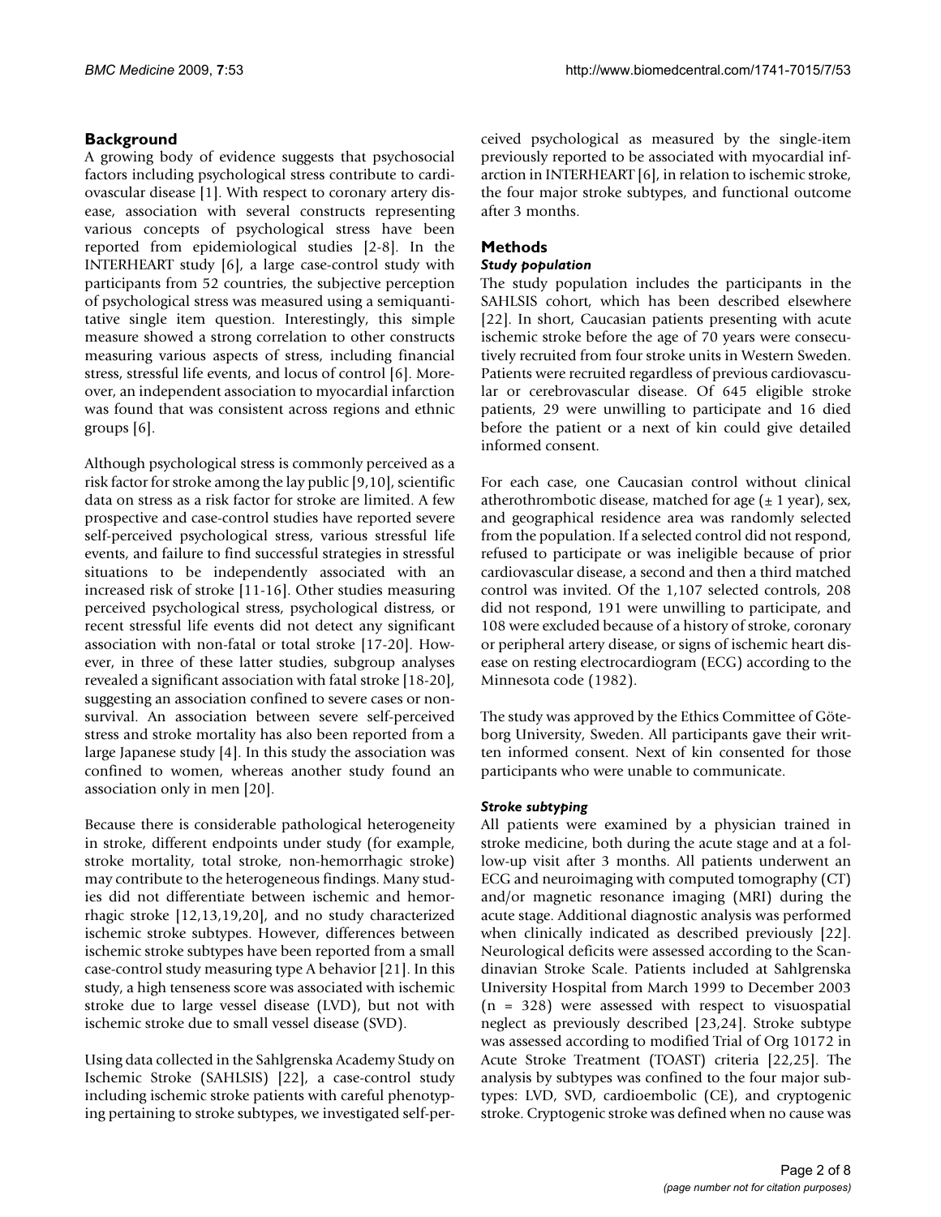## Background

A growing body of evidence suggests that psychosocial factors including psychological stress contribute to cardiovascular disease [1]. With respect to coronary artery disease, association with several constructs representing various concepts of psychological stress have been reported from epidemiological studies [2-8]. In the INTERHEART study [6], a large case-control study with participants from 52 countries, the subjective perception of psychological stress was measured using a semiquantitative single item question. Interestingly, this simple measure showed a strong correlation to other constructs measuring various aspects of stress, including financial stress, stressful life events, and locus of control [6]. Moreover, an independent association to myocardial infarction was found that was consistent across regions and ethnic groups [6].

Although psychological stress is commonly perceived as a risk factor for stroke among the lay public [9,10], scientific data on stress as a risk factor for stroke are limited. A few prospective and case-control studies have reported severe self-perceived psychological stress, various stressful life events, and failure to find successful strategies in stressful situations to be independently associated with an increased risk of stroke [11-16]. Other studies measuring perceived psychological stress, psychological distress, or recent stressful life events did not detect any significant association with non-fatal or total stroke [17-20]. However, in three of these latter studies, subgroup analyses revealed a significant association with fatal stroke [18-20], suggesting an association confined to severe cases or non-survival. An association between severe self-perceived stress and stroke mortality has also been reported from a large Japanese study [4]. In this study the association was confined to women, whereas another study found an association only in men [20].

Because there is considerable pathological heterogeneity in stroke, different endpoints under study (for example, stroke mortality, total stroke, non-hemorrhagic stroke) may contribute to the heterogeneous findings. Many studies did not differentiate between ischemic and hemorrhagic stroke [12,13,19,20], and no study characterized ischemic stroke subtypes. However, differences between ischemic stroke subtypes have been reported from a small case-control study measuring type A behavior [21]. In this study, a high tenseness score was associated with ischemic stroke due to large vessel disease (LVD), but not with ischemic stroke due to small vessel disease (SVD).

Using data collected in the Sahlgrenska Academy Study on Ischemic Stroke (SAHLSIS) [22], a case-control study including ischemic stroke patients with careful phenotyping pertaining to stroke subtypes, we investigated self-perceived psychological as measured by the single-item previously reported to be associated with myocardial infarction in INTERHEART [6], in relation to ischemic stroke, the four major stroke subtypes, and functional outcome after 3 months.

## Methods

### *Study population*

The study population includes the participants in the SAHLSIS cohort, which has been described elsewhere [22]. In short, Caucasian patients presenting with acute ischemic stroke before the age of 70 years were consecutively recruited from four stroke units in Western Sweden. Patients were recruited regardless of previous cardiovascular or cerebrovascular disease. Of 645 eligible stroke patients, 29 were unwilling to participate and 16 died before the patient or a next of kin could give detailed informed consent.

For each case, one Caucasian control without clinical atherothrombotic disease, matched for age (± 1 year), sex, and geographical residence area was randomly selected from the population. If a selected control did not respond, refused to participate or was ineligible because of prior cardiovascular disease, a second and then a third matched control was invited. Of the 1,107 selected controls, 208 did not respond, 191 were unwilling to participate, and 108 were excluded because of a history of stroke, coronary or peripheral artery disease, or signs of ischemic heart disease on resting electrocardiogram (ECG) according to the Minnesota code (1982).

The study was approved by the Ethics Committee of Göteborg University, Sweden. All participants gave their written informed consent. Next of kin consented for those participants who were unable to communicate.

### *Stroke subtyping*

All patients were examined by a physician trained in stroke medicine, both during the acute stage and at a follow-up visit after 3 months. All patients underwent an ECG and neuroimaging with computed tomography (CT) and/or magnetic resonance imaging (MRI) during the acute stage. Additional diagnostic analysis was performed when clinically indicated as described previously [22]. Neurological deficits were assessed according to the Scandinavian Stroke Scale. Patients included at Sahlgrenska University Hospital from March 1999 to December 2003 (n = 328) were assessed with respect to visuospatial neglect as previously described [23,24]. Stroke subtype was assessed according to modified Trial of Org 10172 in Acute Stroke Treatment (TOAST) criteria [22,25]. The analysis by subtypes was confined to the four major subtypes: LVD, SVD, cardioembolic (CE), and cryptogenic stroke. Cryptogenic stroke was defined when no cause was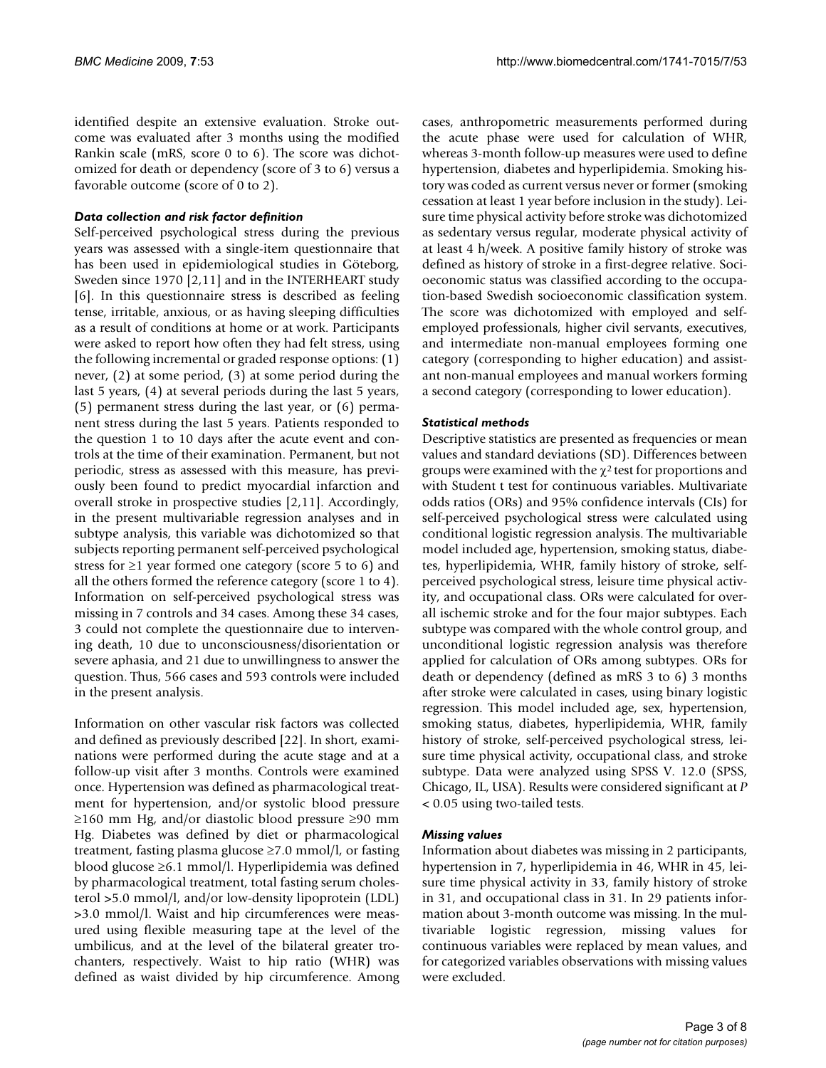identified despite an extensive evaluation. Stroke outcome was evaluated after 3 months using the modified Rankin scale (mRS, score 0 to 6). The score was dichotomized for death or dependency (score of 3 to 6) versus a favorable outcome (score of 0 to 2).

### *Data collection and risk factor definition*

Self-perceived psychological stress during the previous years was assessed with a single-item questionnaire that has been used in epidemiological studies in Göteborg, Sweden since 1970 [2,11] and in the INTERHEART study [6]. In this questionnaire stress is described as feeling tense, irritable, anxious, or as having sleeping difficulties as a result of conditions at home or at work. Participants were asked to report how often they had felt stress, using the following incremental or graded response options: (1) never, (2) at some period, (3) at some period during the last 5 years, (4) at several periods during the last 5 years, (5) permanent stress during the last year, or (6) permanent stress during the last 5 years. Patients responded to the question 1 to 10 days after the acute event and controls at the time of their examination. Permanent, but not periodic, stress as assessed with this measure, has previously been found to predict myocardial infarction and overall stroke in prospective studies [2,11]. Accordingly, in the present multivariable regression analyses and in subtype analysis, this variable was dichotomized so that subjects reporting permanent self-perceived psychological stress for ≥1 year formed one category (score 5 to 6) and all the others formed the reference category (score 1 to 4). Information on self-perceived psychological stress was missing in 7 controls and 34 cases. Among these 34 cases, 3 could not complete the questionnaire due to intervening death, 10 due to unconsciousness/disorientation or severe aphasia, and 21 due to unwillingness to answer the question. Thus, 566 cases and 593 controls were included in the present analysis.

Information on other vascular risk factors was collected and defined as previously described [22]. In short, examinations were performed during the acute stage and at a follow-up visit after 3 months. Controls were examined once. Hypertension was defined as pharmacological treatment for hypertension, and/or systolic blood pressure ≥160 mm Hg, and/or diastolic blood pressure ≥90 mm Hg. Diabetes was defined by diet or pharmacological treatment, fasting plasma glucose ≥7.0 mmol/l, or fasting blood glucose ≥6.1 mmol/l. Hyperlipidemia was defined by pharmacological treatment, total fasting serum cholesterol >5.0 mmol/l, and/or low-density lipoprotein (LDL) >3.0 mmol/l. Waist and hip circumferences were measured using flexible measuring tape at the level of the umbilicus, and at the level of the bilateral greater trochanters, respectively. Waist to hip ratio (WHR) was defined as waist divided by hip circumference. Among cases, anthropometric measurements performed during the acute phase were used for calculation of WHR, whereas 3-month follow-up measures were used to define hypertension, diabetes and hyperlipidemia. Smoking history was coded as current versus never or former (smoking cessation at least 1 year before inclusion in the study). Leisure time physical activity before stroke was dichotomized as sedentary versus regular, moderate physical activity of at least 4 h/week. A positive family history of stroke was defined as history of stroke in a first-degree relative. Socioeconomic status was classified according to the occupation-based Swedish socioeconomic classification system. The score was dichotomized with employed and self-employed professionals, higher civil servants, executives, and intermediate non-manual employees forming one category (corresponding to higher education) and assistant non-manual employees and manual workers forming a second category (corresponding to lower education).

### *Statistical methods*

Descriptive statistics are presented as frequencies or mean values and standard deviations (SD). Differences between groups were examined with the $\chi^2$ test for proportions and with Student t test for continuous variables. Multivariate odds ratios (ORs) and 95% confidence intervals (CIs) for self-perceived psychological stress were calculated using conditional logistic regression analysis. The multivariable model included age, hypertension, smoking status, diabetes, hyperlipidemia, WHR, family history of stroke, self-perceived psychological stress, leisure time physical activity, and occupational class. ORs were calculated for overall ischemic stroke and for the four major subtypes. Each subtype was compared with the whole control group, and unconditional logistic regression analysis was therefore applied for calculation of ORs among subtypes. ORs for death or dependency (defined as mRS 3 to 6) 3 months after stroke were calculated in cases, using binary logistic regression. This model included age, sex, hypertension, smoking status, diabetes, hyperlipidemia, WHR, family history of stroke, self-perceived psychological stress, leisure time physical activity, occupational class, and stroke subtype. Data were analyzed using SPSS V. 12.0 (SPSS, Chicago, IL, USA). Results were considered significant at $P < 0.05$ using two-tailed tests.

### *Missing values*

Information about diabetes was missing in 2 participants, hypertension in 7, hyperlipidemia in 46, WHR in 45, leisure time physical activity in 33, family history of stroke in 31, and occupational class in 31. In 29 patients information about 3-month outcome was missing. In the multivariable logistic regression, missing values for continuous variables were replaced by mean values, and for categorized variables observations with missing values were excluded.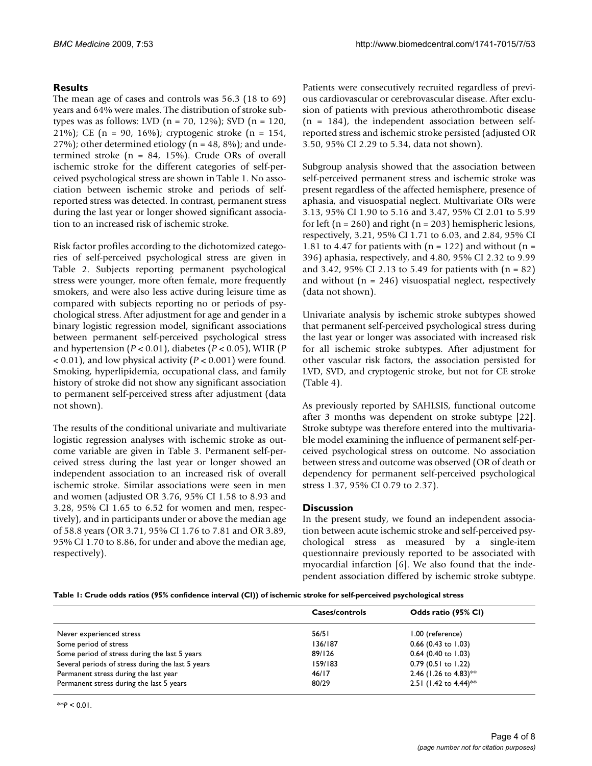## Results

The mean age of cases and controls was 56.3 (18 to 69) years and 64% were males. The distribution of stroke subtypes was as follows: LVD (n = 70, 12%); SVD (n = 120, 21%); CE (n = 90, 16%); cryptogenic stroke (n = 154, 27%); other determined etiology (n = 48, 8%); and undetermined stroke (n = 84, 15%). Crude ORs of overall ischemic stroke for the different categories of self-perceived psychological stress are shown in Table 1. No association between ischemic stroke and periods of self-reported stress was detected. In contrast, permanent stress during the last year or longer showed significant association to an increased risk of ischemic stroke.

Risk factor profiles according to the dichotomized categories of self-perceived psychological stress are given in Table 2. Subjects reporting permanent psychological stress were younger, more often female, more frequently smokers, and were also less active during leisure time as compared with subjects reporting no or periods of psychological stress. After adjustment for age and gender in a binary logistic regression model, significant associations between permanent self-perceived psychological stress and hypertension ($P < 0.01$), diabetes ($P < 0.05$), WHR ($P < 0.01$), and low physical activity ($P < 0.001$) were found. Smoking, hyperlipidemia, occupational class, and family history of stroke did not show any significant association to permanent self-perceived stress after adjustment (data not shown).

The results of the conditional univariate and multivariate logistic regression analyses with ischemic stroke as outcome variable are given in Table 3. Permanent self-perceived stress during the last year or longer showed an independent association to an increased risk of overall ischemic stroke. Similar associations were seen in men and women (adjusted OR 3.76, 95% CI 1.58 to 8.93 and 3.28, 95% CI 1.65 to 6.52 for women and men, respectively), and in participants under or above the median age of 58.8 years (OR 3.71, 95% CI 1.76 to 7.81 and OR 3.89, 95% CI 1.70 to 8.86, for under and above the median age, respectively).

Patients were consecutively recruited regardless of previous cardiovascular or cerebrovascular disease. After exclusion of patients with previous atherothrombotic disease (n = 184), the independent association between self-reported stress and ischemic stroke persisted (adjusted OR 3.50, 95% CI 2.29 to 5.34, data not shown).

Subgroup analysis showed that the association between self-perceived permanent stress and ischemic stroke was present regardless of the affected hemisphere, presence of aphasia, and visuospatial neglect. Multivariate ORs were 3.13, 95% CI 1.90 to 5.16 and 3.47, 95% CI 2.01 to 5.99 for left (n = 260) and right (n = 203) hemispheric lesions, respectively, 3.21, 95% CI 1.71 to 6.03, and 2.84, 95% CI 1.81 to 4.47 for patients with (n = 122) and without (n = 396) aphasia, respectively, and 4.80, 95% CI 2.32 to 9.99 and 3.42, 95% CI 2.13 to 5.49 for patients with (n = 82) and without (n = 246) visuospatial neglect, respectively (data not shown).

Univariate analysis by ischemic stroke subtypes showed that permanent self-perceived psychological stress during the last year or longer was associated with increased risk for all ischemic stroke subtypes. After adjustment for other vascular risk factors, the association persisted for LVD, SVD, and cryptogenic stroke, but not for CE stroke (Table 4).

As previously reported by SAHLSIS, functional outcome after 3 months was dependent on stroke subtype [22]. Stroke subtype was therefore entered into the multivariable model examining the influence of permanent self-perceived psychological stress on outcome. No association between stress and outcome was observed (OR of death or dependency for permanent self-perceived psychological stress 1.37, 95% CI 0.79 to 2.37).

## Discussion

In the present study, we found an independent association between acute ischemic stroke and self-perceived psychological stress as measured by a single-item questionnaire previously reported to be associated with myocardial infarction [6]. We also found that the independent association differed by ischemic stroke subtype.

**Table 1: Crude odds ratios (95% confidence interval (CI)) of ischemic stroke for self-perceived psychological stress**

| | Cases/controls | Odds ratio (95% CI) |
|---|---|---|
| Never experienced stress | 56/51 | 1.00 (reference) |
| Some period of stress | 136/187 | 0.66 (0.43 to 1.03) |
| Some period of stress during the last 5 years | 89/126 | 0.64 (0.40 to 1.03) |
| Several periods of stress during the last 5 years | 159/183 | 0.79 (0.51 to 1.22) |
| Permanent stress during the last year | 46/17 | 2.46 (1.26 to 4.83)** |
| Permanent stress during the last 5 years | 80/29 | 2.51 (1.42 to 4.44)** |

**$P < 0.01$.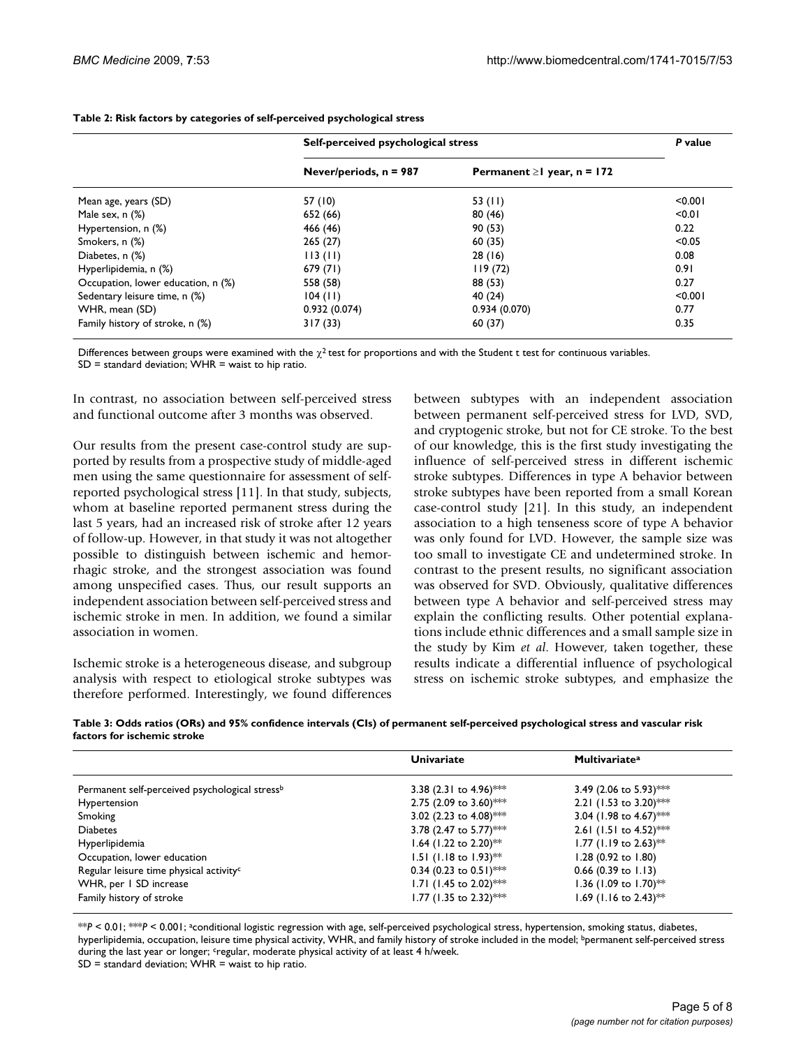**Table 2: Risk factors by categories of self-perceived psychological stress**

| | Self-perceived psychological stress | | P value |
|---|---|---|---|
| | Never/periods, n = 987 | Permanent ≥1 year, n = 172 | |
| Mean age, years (SD) | 57 (10) | 53 (11) | <0.001 |
| Male sex, n (%) | 652 (66) | 80 (46) | <0.01 |
| Hypertension, n (%) | 466 (46) | 90 (53) | 0.22 |
| Smokers, n (%) | 265 (27) | 60 (35) | <0.05 |
| Diabetes, n (%) | 113 (11) | 28 (16) | 0.08 |
| Hyperlipidemia, n (%) | 679 (71) | 119 (72) | 0.91 |
| Occupation, lower education, n (%) | 558 (58) | 88 (53) | 0.27 |
| Sedentary leisure time, n (%) | 104 (11) | 40 (24) | <0.001 |
| WHR, mean (SD) | 0.932 (0.074) | 0.934 (0.070) | 0.77 |
| Family history of stroke, n (%) | 317 (33) | 60 (37) | 0.35 |

Differences between groups were examined with the $\chi^2$ test for proportions and with the Student t test for continuous variables.
SD = standard deviation; WHR = waist to hip ratio.

In contrast, no association between self-perceived stress and functional outcome after 3 months was observed.

Our results from the present case-control study are supported by results from a prospective study of middle-aged men using the same questionnaire for assessment of self-reported psychological stress [11]. In that study, subjects, whom at baseline reported permanent stress during the last 5 years, had an increased risk of stroke after 12 years of follow-up. However, in that study it was not altogether possible to distinguish between ischemic and hemorrhagic stroke, and the strongest association was found among unspecified cases. Thus, our result supports an independent association between self-perceived stress and ischemic stroke in men. In addition, we found a similar association in women.

Ischemic stroke is a heterogeneous disease, and subgroup analysis with respect to etiological stroke subtypes was therefore performed. Interestingly, we found differences between subtypes with an independent association between permanent self-perceived stress for LVD, SVD, and cryptogenic stroke, but not for CE stroke. To the best of our knowledge, this is the first study investigating the influence of self-perceived stress in different ischemic stroke subtypes. Differences in type A behavior between stroke subtypes have been reported from a small Korean case-control study [21]. In this study, an independent association to a high tenseness score of type A behavior was only found for LVD. However, the sample size was too small to investigate CE and undetermined stroke. In contrast to the present results, no significant association was observed for SVD. Obviously, qualitative differences between type A behavior and self-perceived stress may explain the conflicting results. Other potential explanations include ethnic differences and a small sample size in the study by Kim *et al*. However, taken together, these results indicate a differential influence of psychological stress on ischemic stroke subtypes, and emphasize the

**Table 3: Odds ratios (ORs) and 95% confidence intervals (CIs) of permanent self-perceived psychological stress and vascular risk factors for ischemic stroke**

| | Univariate | Multivariate[a] |
|---|---|---|
| Permanent self-perceived psychological stress[b] | 3.38 (2.31 to 4.96)*** | 3.49 (2.06 to 5.93)*** |
| Hypertension | 2.75 (2.09 to 3.60)*** | 2.21 (1.53 to 3.20)*** |
| Smoking | 3.02 (2.23 to 4.08)*** | 3.04 (1.98 to 4.67)*** |
| Diabetes | 3.78 (2.47 to 5.77)*** | 2.61 (1.51 to 4.52)*** |
| Hyperlipidemia | 1.64 (1.22 to 2.20)** | 1.77 (1.19 to 2.63)** |
| Occupation, lower education | 1.51 (1.18 to 1.93)** | 1.28 (0.92 to 1.80) |
| Regular leisure time physical activity[c] | 0.34 (0.23 to 0.51)*** | 0.66 (0.39 to 1.13) |
| WHR, per 1 SD increase | 1.71 (1.45 to 2.02)*** | 1.36 (1.09 to 1.70)** |
| Family history of stroke | 1.77 (1.35 to 2.32)*** | 1.69 (1.16 to 2.43)** |

***P* < 0.01; ****P* < 0.001; [a]conditional logistic regression with age, self-perceived psychological stress, hypertension, smoking status, diabetes, hyperlipidemia, occupation, leisure time physical activity, WHR, and family history of stroke included in the model; [b]permanent self-perceived stress during the last year or longer; [c]regular, moderate physical activity of at least 4 h/week.
SD = standard deviation; WHR = waist to hip ratio.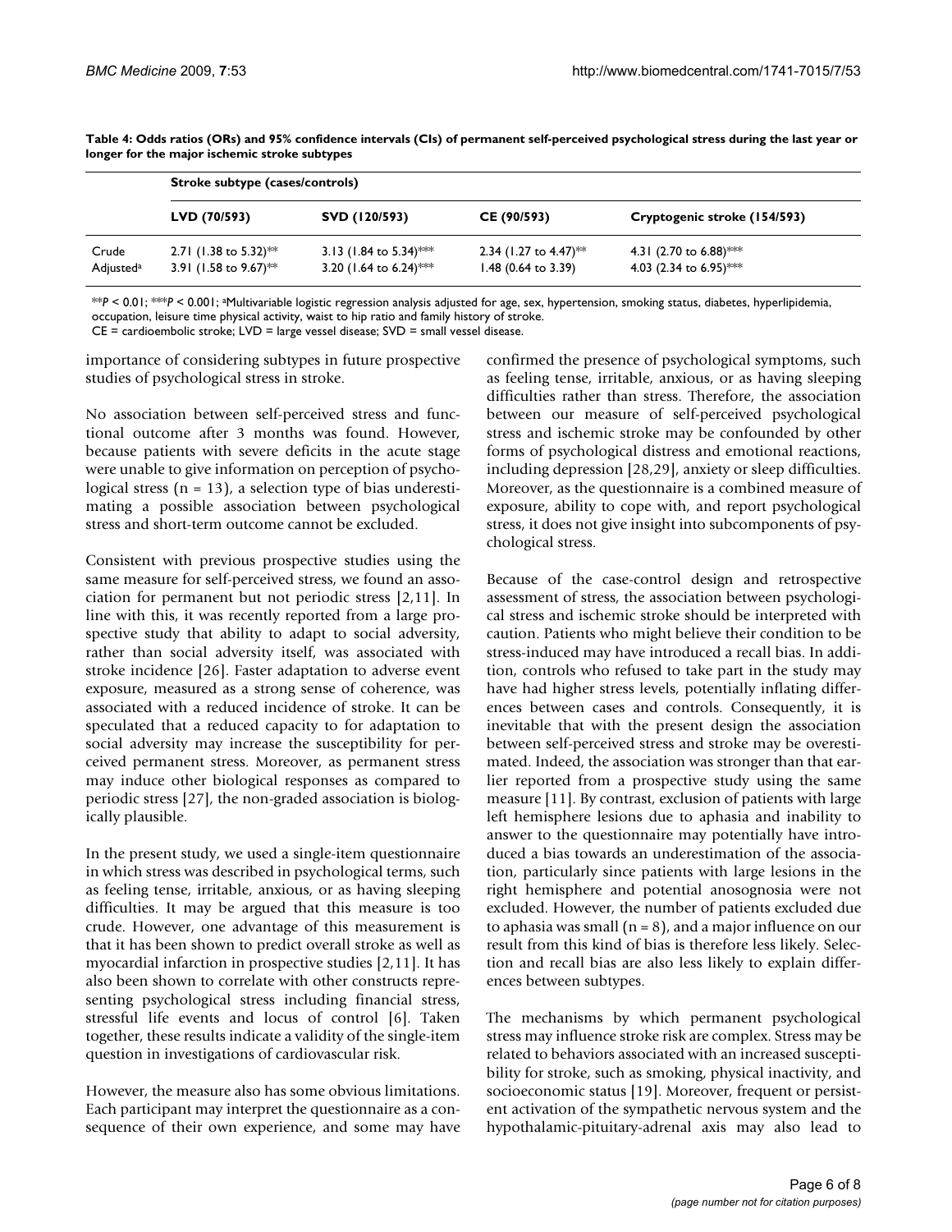**Table 4: Odds ratios (ORs) and 95% confidence intervals (CIs) of permanent self-perceived psychological stress during the last year or longer for the major ischemic stroke subtypes**

| | Stroke subtype (cases/controls) | | | |
|---|---|---|---|---|
| | **LVD (70/593)** | **SVD (120/593)** | **CE (90/593)** | **Cryptogenic stroke (154/593)** |
| Crude | 2.71 (1.38 to 5.32)** | 3.13 (1.84 to 5.34)*** | 2.34 (1.27 to 4.47)** | 4.31 (2.70 to 6.88)*** |
| Adjusted[a] | 3.91 (1.58 to 9.67)** | 3.20 (1.64 to 6.24)*** | 1.48 (0.64 to 3.39) | 4.03 (2.34 to 6.95)*** |

**$P < 0.01$; ***$P < 0.001$; [a]Multivariable logistic regression analysis adjusted for age, sex, hypertension, smoking status, diabetes, hyperlipidemia, occupation, leisure time physical activity, waist to hip ratio and family history of stroke.
CE = cardioembolic stroke; LVD = large vessel disease; SVD = small vessel disease.

importance of considering subtypes in future prospective studies of psychological stress in stroke.

No association between self-perceived stress and functional outcome after 3 months was found. However, because patients with severe deficits in the acute stage were unable to give information on perception of psychological stress (n = 13), a selection type of bias underestimating a possible association between psychological stress and short-term outcome cannot be excluded.

Consistent with previous prospective studies using the same measure for self-perceived stress, we found an association for permanent but not periodic stress [2,11]. In line with this, it was recently reported from a large prospective study that ability to adapt to social adversity, rather than social adversity itself, was associated with stroke incidence [26]. Faster adaptation to adverse event exposure, measured as a strong sense of coherence, was associated with a reduced incidence of stroke. It can be speculated that a reduced capacity to for adaptation to social adversity may increase the susceptibility for perceived permanent stress. Moreover, as permanent stress may induce other biological responses as compared to periodic stress [27], the non-graded association is biologically plausible.

In the present study, we used a single-item questionnaire in which stress was described in psychological terms, such as feeling tense, irritable, anxious, or as having sleeping difficulties. It may be argued that this measure is too crude. However, one advantage of this measurement is that it has been shown to predict overall stroke as well as myocardial infarction in prospective studies [2,11]. It has also been shown to correlate with other constructs representing psychological stress including financial stress, stressful life events and locus of control [6]. Taken together, these results indicate a validity of the single-item question in investigations of cardiovascular risk.

However, the measure also has some obvious limitations. Each participant may interpret the questionnaire as a consequence of their own experience, and some may have confirmed the presence of psychological symptoms, such as feeling tense, irritable, anxious, or as having sleeping difficulties rather than stress. Therefore, the association between our measure of self-perceived psychological stress and ischemic stroke may be confounded by other forms of psychological distress and emotional reactions, including depression [28,29], anxiety or sleep difficulties. Moreover, as the questionnaire is a combined measure of exposure, ability to cope with, and report psychological stress, it does not give insight into subcomponents of psychological stress.

Because of the case-control design and retrospective assessment of stress, the association between psychological stress and ischemic stroke should be interpreted with caution. Patients who might believe their condition to be stress-induced may have introduced a recall bias. In addition, controls who refused to take part in the study may have had higher stress levels, potentially inflating differences between cases and controls. Consequently, it is inevitable that with the present design the association between self-perceived stress and stroke may be overestimated. Indeed, the association was stronger than that earlier reported from a prospective study using the same measure [11]. By contrast, exclusion of patients with large left hemisphere lesions due to aphasia and inability to answer to the questionnaire may potentially have introduced a bias towards an underestimation of the association, particularly since patients with large lesions in the right hemisphere and potential anosognosia were not excluded. However, the number of patients excluded due to aphasia was small (n = 8), and a major influence on our result from this kind of bias is therefore less likely. Selection and recall bias are also less likely to explain differences between subtypes.

The mechanisms by which permanent psychological stress may influence stroke risk are complex. Stress may be related to behaviors associated with an increased susceptibility for stroke, such as smoking, physical inactivity, and socioeconomic status [19]. Moreover, frequent or persistent activation of the sympathetic nervous system and the hypothalamic-pituitary-adrenal axis may also lead to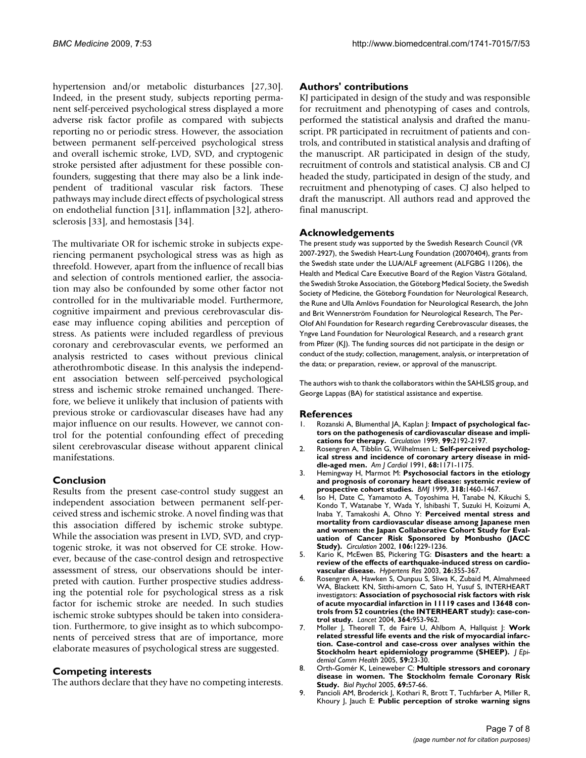hypertension and/or metabolic disturbances [27,30]. Indeed, in the present study, subjects reporting permanent self-perceived psychological stress displayed a more adverse risk factor profile as compared with subjects reporting no or periodic stress. However, the association between permanent self-perceived psychological stress and overall ischemic stroke, LVD, SVD, and cryptogenic stroke persisted after adjustment for these possible confounders, suggesting that there may also be a link independent of traditional vascular risk factors. These pathways may include direct effects of psychological stress on endothelial function [31], inflammation [32], atherosclerosis [33], and hemostasis [34].

The multivariate OR for ischemic stroke in subjects experiencing permanent psychological stress was as high as threefold. However, apart from the influence of recall bias and selection of controls mentioned earlier, the association may also be confounded by some other factor not controlled for in the multivariable model. Furthermore, cognitive impairment and previous cerebrovascular disease may influence coping abilities and perception of stress. As patients were included regardless of previous coronary and cerebrovascular events, we performed an analysis restricted to cases without previous clinical atherothrombotic disease. In this analysis the independent association between self-perceived psychological stress and ischemic stroke remained unchanged. Therefore, we believe it unlikely that inclusion of patients with previous stroke or cardiovascular diseases have had any major influence on our results. However, we cannot control for the potential confounding effect of preceding silent cerebrovascular disease without apparent clinical manifestations.

## Conclusion

Results from the present case-control study suggest an independent association between permanent self-perceived stress and ischemic stroke. A novel finding was that this association differed by ischemic stroke subtype. While the association was present in LVD, SVD, and cryptogenic stroke, it was not observed for CE stroke. However, because of the case-control design and retrospective assessment of stress, our observations should be interpreted with caution. Further prospective studies addressing the potential role for psychological stress as a risk factor for ischemic stroke are needed. In such studies ischemic stroke subtypes should be taken into consideration. Furthermore, to give insight as to which subcomponents of perceived stress that are of importance, more elaborate measures of psychological stress are suggested.

## Competing interests

The authors declare that they have no competing interests.

## Authors' contributions

KJ participated in design of the study and was responsible for recruitment and phenotyping of cases and controls, performed the statistical analysis and drafted the manuscript. PR participated in recruitment of patients and controls, and contributed in statistical analysis and drafting of the manuscript. AR participated in design of the study, recruitment of controls and statistical analysis. CB and CJ headed the study, participated in design of the study, and recruitment and phenotyping of cases. CJ also helped to draft the manuscript. All authors read and approved the final manuscript.

## Acknowledgements

The present study was supported by the Swedish Research Council (VR 2007-2927), the Swedish Heart-Lung Foundation (20070404), grants from the Swedish state under the LUA/ALF agreement (ALFGBG 11206), the Health and Medical Care Executive Board of the Region Västra Götaland, the Swedish Stroke Association, the Göteborg Medical Society, the Swedish Society of Medicine, the Göteborg Foundation for Neurological Research, the Rune and Ulla Amlövs Foundation for Neurological Research, the John and Brit Wennerström Foundation for Neurological Research, The Per-Olof Ahl Foundation for Research regarding Cerebrovascular diseases, the Yngve Land Foundation for Neurological Research, and a research grant from Pfizer (KJ). The funding sources did not participate in the design or conduct of the study; collection, management, analysis, or interpretation of the data; or preparation, review, or approval of the manuscript.

The authors wish to thank the collaborators within the SAHLSIS group, and George Lappas (BA) for statistical assistance and expertise.

## References

1. Rozanski A, Blumenthal JA, Kaplan J: **Impact of psychological factors on the pathogenesis of cardiovascular disease and implications for therapy.** *Circulation* 1999, **99:**2192-2197.
2. Rosengren A, Tibblin G, Wilhelmsen L: **Self-perceived psychological stress and incidence of coronary artery disease in middle-aged men.** *Am J Cardiol* 1991, **68:**1171-1175.
3. Hemingway H, Marmot M: **Psychosocial factors in the etiology and prognosis of coronary heart disease: systemic review of prospective cohort studies.** *BMJ* 1999, **318:**1460-1467.
4. Iso H, Date C, Yamamoto A, Toyoshima H, Tanabe N, Kikuchi S, Kondo T, Watanabe Y, Wada Y, Ishibashi T, Suzuki H, Koizumi A, Inaba Y, Tamakoshi A, Ohno Y: **Perceived mental stress and mortality from cardiovascular disease among Japanese men and women: the Japan Collaborative Cohort Study for Evaluation of Cancer Risk Sponsored by Monbusho (JACC Study).** *Circulation* 2002, **106:**1229-1236.
5. Kario K, McEwen BS, Pickering TG: **Disasters and the heart: a review of the effects of earthquake-induced stress on cardiovascular disease.** *Hypertens Res* 2003, **26:**355-367.
6. Rosengren A, Hawken S, Ounpuu S, Sliwa K, Zubaid M, Almahmeed WA, Blackett KN, Sitthi-amorn C, Sato H, Yusuf S, INTERHEART investigators: **Association of psychosocial risk factors with risk of acute myocardial infarction in 11119 cases and 13648 controls from 52 countries (the INTERHEART study): case-control study.** *Lancet* 2004, **364:**953-962.
7. Moller J, Theorell T, de Faire U, Ahlbom A, Hallquist J: **Work related stressful life events and the risk of myocardial infarction. Case-control and case-cross over analyses within the Stockholm heart epidemiology programme (SHEEP).** *J Epidemiol Comm Health* 2005, **59:**23-30.
8. Orth-Gomér K, Leineweber C: **Multiple stressors and coronary disease in women. The Stockholm female Coronary Risk Study.** *Biol Psychol* 2005, **69:**57-66.
9. Pancioli AM, Broderick J, Kothari R, Brott T, Tuchfarber A, Miller R, Khoury J, Jauch E: **Public perception of stroke warning signs**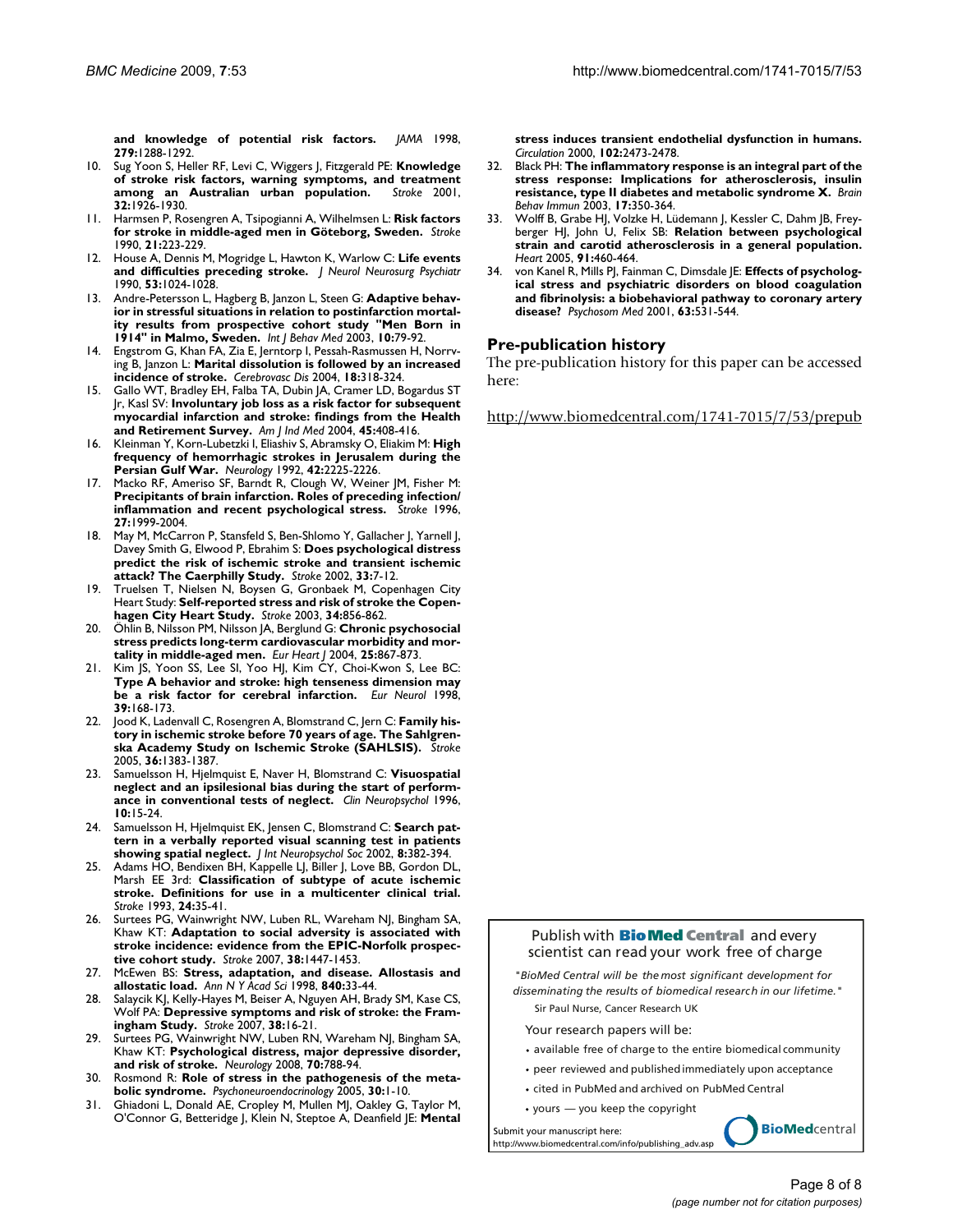and knowledge of potential risk factors. *JAMA* 1998, **279:**1288-1292.

10. Sug Yoon S, Heller RF, Levi C, Wiggers J, Fitzgerald PE: **Knowledge of stroke risk factors, warning symptoms, and treatment among an Australian urban population.** *Stroke* 2001, **32:**1926-1930.
11. Harmsen P, Rosengren A, Tsipogianni A, Wilhelmsen L: **Risk factors for stroke in middle-aged men in Göteborg, Sweden.** *Stroke* 1990, **21:**223-229.
12. House A, Dennis M, Mogridge L, Hawton K, Warlow C: **Life events and difficulties preceding stroke.** *J Neurol Neurosurg Psychiatr* 1990, **53:**1024-1028.
13. Andre-Petersson L, Hagberg B, Janzon L, Steen G: **Adaptive behavior in stressful situations in relation to postinfarction mortality results from prospective cohort study "Men Born in 1914" in Malmo, Sweden.** *Int J Behav Med* 2003, **10:**79-92.
14. Engstrom G, Khan FA, Zia E, Jerntorp I, Pessah-Rasmussen H, Norrving B, Janzon L: **Marital dissolution is followed by an increased incidence of stroke.** *Cerebrovasc Dis* 2004, **18:**318-324.
15. Gallo WT, Bradley EH, Falba TA, Dubin JA, Cramer LD, Bogardus ST Jr, Kasl SV: **Involuntary job loss as a risk factor for subsequent myocardial infarction and stroke: findings from the Health and Retirement Survey.** *Am J Ind Med* 2004, **45:**408-416.
16. Kleinman Y, Korn-Lubetzki I, Eliashiv S, Abramsky O, Eliakim M: **High frequency of hemorrhagic strokes in Jerusalem during the Persian Gulf War.** *Neurology* 1992, **42:**2225-2226.
17. Macko RF, Ameriso SF, Barndt R, Clough W, Weiner JM, Fisher M: **Precipitants of brain infarction. Roles of preceding infection/inflammation and recent psychological stress.** *Stroke* 1996, **27:**1999-2004.
18. May M, McCarron P, Stansfeld S, Ben-Shlomo Y, Gallacher J, Yarnell J, Davey Smith G, Elwood P, Ebrahim S: **Does psychological distress predict the risk of ischemic stroke and transient ischemic attack? The Caerphilly Study.** *Stroke* 2002, **33:**7-12.
19. Truelsen T, Nielsen N, Boysen G, Gronbaek M, Copenhagen City Heart Study: **Self-reported stress and risk of stroke the Copenhagen City Heart Study.** *Stroke* 2003, **34:**856-862.
20. Öhlin B, Nilsson PM, Nilsson JA, Berglund G: **Chronic psychosocial stress predicts long-term cardiovascular morbidity and mortality in middle-aged men.** *Eur Heart J* 2004, **25:**867-873.
21. Kim JS, Yoon SS, Lee SI, Yoo HJ, Kim CY, Choi-Kwon S, Lee BC: **Type A behavior and stroke: high tenseness dimension may be a risk factor for cerebral infarction.** *Eur Neurol* 1998, **39:**168-173.
22. Jood K, Ladenvall C, Rosengren A, Blomstrand C, Jern C: **Family history in ischemic stroke before 70 years of age. The Sahlgrenska Academy Study on Ischemic Stroke (SAHLSIS).** *Stroke* 2005, **36:**1383-1387.
23. Samuelsson H, Hjelmquist E, Naver H, Blomstrand C: **Visuospatial neglect and an ipsilesional bias during the start of performance in conventional tests of neglect.** *Clin Neuropsychol* 1996, **10:**15-24.
24. Samuelsson H, Hjelmquist EK, Jensen C, Blomstrand C: **Search pattern in a verbally reported visual scanning test in patients showing spatial neglect.** *J Int Neuropsychol Soc* 2002, **8:**382-394.
25. Adams HO, Bendixen BH, Kappelle LJ, Biller J, Love BB, Gordon DL, Marsh EE 3rd: **Classification of subtype of acute ischemic stroke. Definitions for use in a multicenter clinical trial.** *Stroke* 1993, **24:**35-41.
26. Surtees PG, Wainwright NW, Luben RL, Wareham NJ, Bingham SA, Khaw KT: **Adaptation to social adversity is associated with stroke incidence: evidence from the EPIC-Norfolk prospective cohort study.** *Stroke* 2007, **38:**1447-1453.
27. McEwen BS: **Stress, adaptation, and disease. Allostasis and allostatic load.** *Ann N Y Acad Sci* 1998, **840:**33-44.
28. Salaycik KJ, Kelly-Hayes M, Beiser A, Nguyen AH, Brady SM, Kase CS, Wolf PA: **Depressive symptoms and risk of stroke: the Framingham Study.** *Stroke* 2007, **38:**16-21.
29. Surtees PG, Wainwright NW, Luben RN, Wareham NJ, Bingham SA, Khaw KT: **Psychological distress, major depressive disorder, and risk of stroke.** *Neurology* 2008, **70:**788-94.
30. Rosmond R: **Role of stress in the pathogenesis of the metabolic syndrome.** *Psychoneuroendocrinology* 2005, **30:**1-10.
31. Ghiadoni L, Donald AE, Cropley M, Mullen MJ, Oakley G, Taylor M, O'Connor G, Betteridge J, Klein N, Steptoe A, Deanfield JE: **Mental stress induces transient endothelial dysfunction in humans.** *Circulation* 2000, **102:**2473-2478.
32. Black PH: **The inflammatory response is an integral part of the stress response: Implications for atherosclerosis, insulin resistance, type II diabetes and metabolic syndrome X.** *Brain Behav Immun* 2003, **17:**350-364.
33. Wolff B, Grabe HJ, Volzke H, Lüdemann J, Kessler C, Dahm JB, Freyberger HJ, John U, Felix SB: **Relation between psychological strain and carotid atherosclerosis in a general population.** *Heart* 2005, **91:**460-464.
34. von Kanel R, Mills PJ, Fainman C, Dimsdale JE: **Effects of psychological stress and psychiatric disorders on blood coagulation and fibrinolysis: a biobehavioral pathway to coronary artery disease?** *Psychosom Med* 2001, **63:**531-544.

## Pre-publication history

The pre-publication history for this paper can be accessed here:

http://www.biomedcentral.com/1741-7015/7/53/prepub

Publish with **BioMed Central** and every scientist can read your work free of charge

*"BioMed Central will be the most significant development for disseminating the results of biomedical research in our lifetime."*

Sir Paul Nurse, Cancer Research UK

Your research papers will be:

- available free of charge to the entire biomedical community
- peer reviewed and published immediately upon acceptance
- cited in PubMed and archived on PubMed Central
- yours — you keep the copyright

Submit your manuscript here:
http://www.biomedcentral.com/info/publishing_adv.asp

**BioMed**central